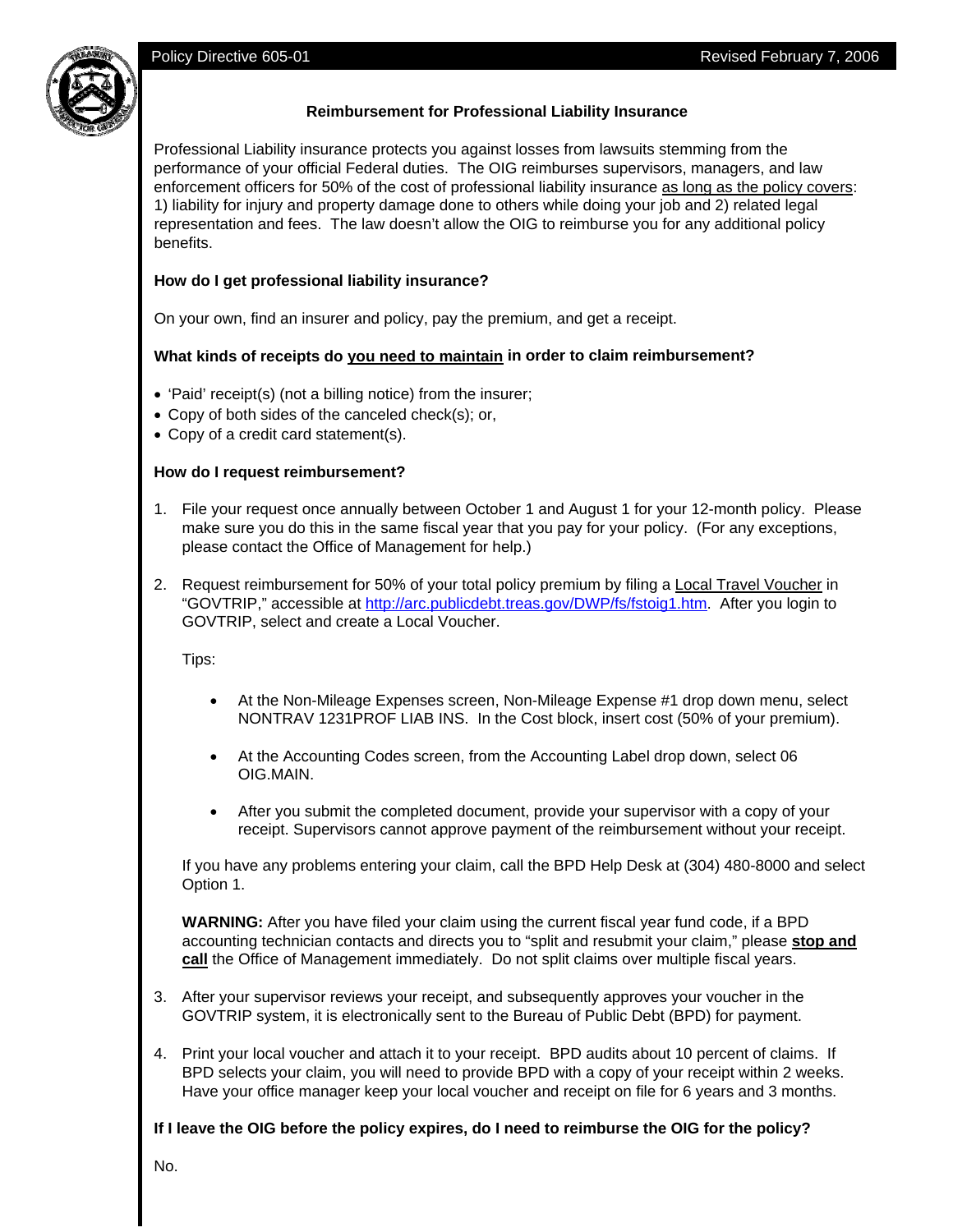Policy Directive 605-01 — Revised February 7, 2006

## Reimbursement for Professional Liability Insurance

Professional Liability insurance protects you against losses from lawsuits stemming from the performance of your official Federal duties. The OIG reimburses supervisors, managers, and law enforcement officers for 50% of the cost of professional liability insurance as long as the policy covers: 1) liability for injury and property damage done to others while doing your job and 2) related legal representation and fees. The law doesn't allow the OIG to reimburse you for any additional policy benefits.

### How do I get professional liability insurance?

On your own, find an insurer and policy, pay the premium, and get a receipt.

### What kinds of receipts do you need to maintain in order to claim reimbursement?

- 'Paid' receipt(s) (not a billing notice) from the insurer;
- Copy of both sides of the canceled check(s); or,
- Copy of a credit card statement(s).

### How do I request reimbursement?

1. File your request once annually between October 1 and August 1 for your 12-month policy. Please make sure you do this in the same fiscal year that you pay for your policy. (For any exceptions, please contact the Office of Management for help.)

2. Request reimbursement for 50% of your total policy premium by filing a Local Travel Voucher in "GOVTRIP," accessible at http://arc.publicdebt.treas.gov/DWP/fs/fstoig1.htm. After you login to GOVTRIP, select and create a Local Voucher.

   Tips:

   - At the Non-Mileage Expenses screen, Non-Mileage Expense #1 drop down menu, select NONTRAV 1231PROF LIAB INS. In the Cost block, insert cost (50% of your premium).
   - At the Accounting Codes screen, from the Accounting Label drop down, select 06 OIG.MAIN.
   - After you submit the completed document, provide your supervisor with a copy of your receipt. Supervisors cannot approve payment of the reimbursement without your receipt.

   If you have any problems entering your claim, call the BPD Help Desk at (304) 480-8000 and select Option 1.

   **WARNING:** After you have filed your claim using the current fiscal year fund code, if a BPD accounting technician contacts and directs you to "split and resubmit your claim," please **stop and call** the Office of Management immediately. Do not split claims over multiple fiscal years.

3. After your supervisor reviews your receipt, and subsequently approves your voucher in the GOVTRIP system, it is electronically sent to the Bureau of Public Debt (BPD) for payment.

4. Print your local voucher and attach it to your receipt. BPD audits about 10 percent of claims. If BPD selects your claim, you will need to provide BPD with a copy of your receipt within 2 weeks. Have your office manager keep your local voucher and receipt on file for 6 years and 3 months.

### If I leave the OIG before the policy expires, do I need to reimburse the OIG for the policy?

No.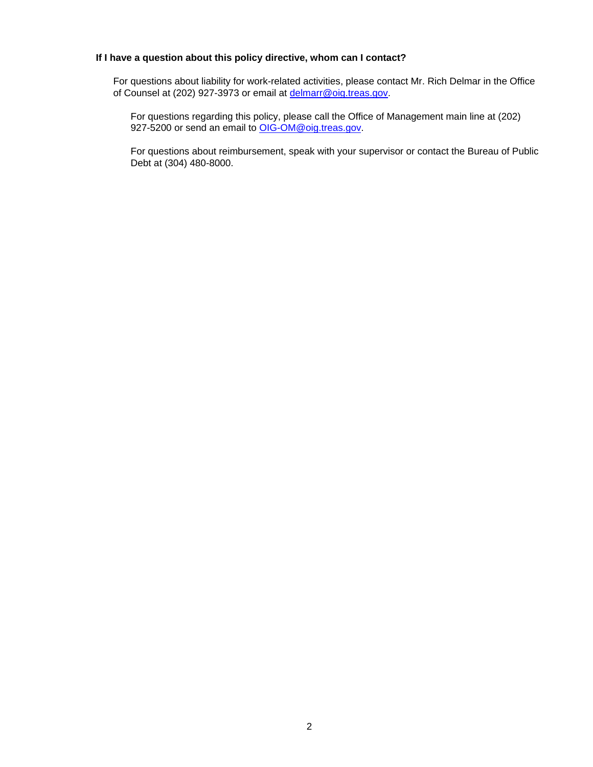**If I have a question about this policy directive, whom can I contact?**

For questions about liability for work-related activities, please contact Mr. Rich Delmar in the Office of Counsel at (202) 927-3973 or email at delmarr@oig.treas.gov.

For questions regarding this policy, please call the Office of Management main line at (202) 927-5200 or send an email to OIG-OM@oig.treas.gov.

For questions about reimbursement, speak with your supervisor or contact the Bureau of Public Debt at (304) 480-8000.